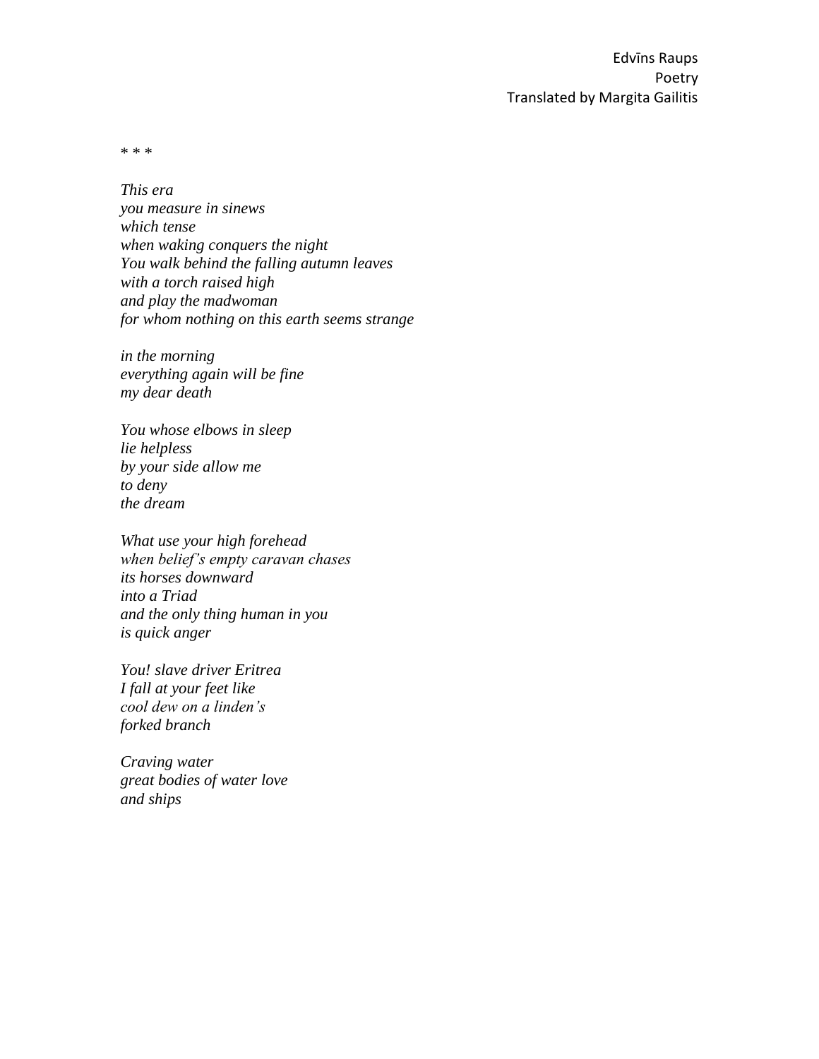Edvīns Raups
Poetry
Translated by Margita Gailitis

* * *

*This era*
*you measure in sinews*
*which tense*
*when waking conquers the night*
*You walk behind the falling autumn leaves*
*with a torch raised high*
*and play the madwoman*
*for whom nothing on this earth seems strange*

*in the morning*
*everything again will be fine*
*my dear death*

*You whose elbows in sleep*
*lie helpless*
*by your side allow me*
*to deny*
*the dream*

*What use your high forehead*
*when belief's empty caravan chases*
*its horses downward*
*into a Triad*
*and the only thing human in you*
*is quick anger*

*You! slave driver Eritrea*
*I fall at your feet like*
*cool dew on a linden's*
*forked branch*

*Craving water*
*great bodies of water love*
*and ships*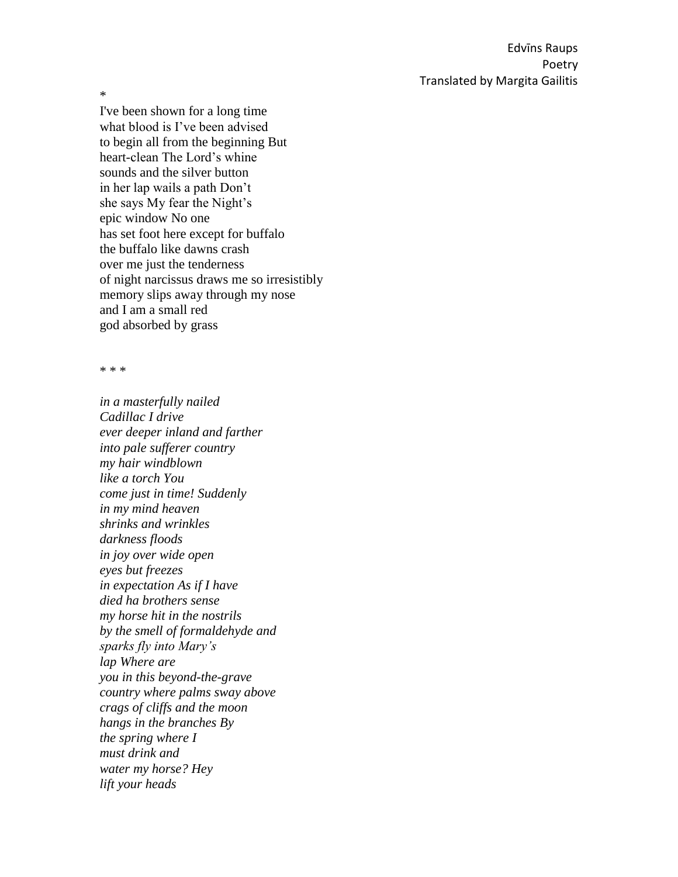*

I've been shown for a long time  
what blood is I've been advised  
to begin all from the beginning But  
heart-clean The Lord's whine  
sounds and the silver button  
in her lap wails a path Don't  
she says My fear the Night's  
epic window No one  
has set foot here except for buffalo  
the buffalo like dawns crash  
over me just the tenderness  
of night narcissus draws me so irresistibly  
memory slips away through my nose  
and I am a small red  
god absorbed by grass

* * *

*in a masterfully nailed*  
*Cadillac I drive*  
*ever deeper inland and farther*  
*into pale sufferer country*  
*my hair windblown*  
*like a torch You*  
*come just in time! Suddenly*  
*in my mind heaven*  
*shrinks and wrinkles*  
*darkness floods*  
*in joy over wide open*  
*eyes but freezes*  
*in expectation As if I have*  
*died ha brothers sense*  
*my horse hit in the nostrils*  
*by the smell of formaldehyde and*  
*sparks fly into Mary's*  
*lap Where are*  
*you in this beyond-the-grave*  
*country where palms sway above*  
*crags of cliffs and the moon*  
*hangs in the branches By*  
*the spring where I*  
*must drink and*  
*water my horse? Hey*  
*lift your heads*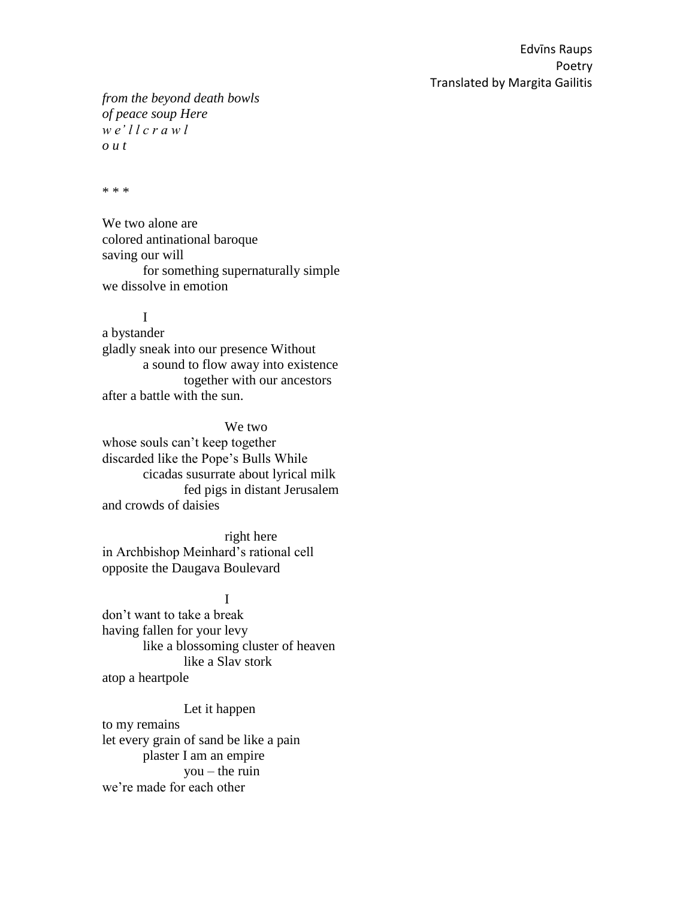*from the beyond death bowls*
*of peace soup Here*
*w e' l l c r a w l*
*o u t*

* * *

We two alone are
colored antinational baroque
saving our will
for something supernaturally simple
we dissolve in emotion

I
a bystander
gladly sneak into our presence Without
a sound to flow away into existence
together with our ancestors
after a battle with the sun.

We two
whose souls can't keep together
discarded like the Pope's Bulls While
cicadas susurrate about lyrical milk
fed pigs in distant Jerusalem
and crowds of daisies

right here
in Archbishop Meinhard's rational cell
opposite the Daugava Boulevard

I
don't want to take a break
having fallen for your levy
like a blossoming cluster of heaven
like a Slav stork
atop a heartpole

Let it happen
to my remains
let every grain of sand be like a pain
plaster I am an empire
you – the ruin
we're made for each other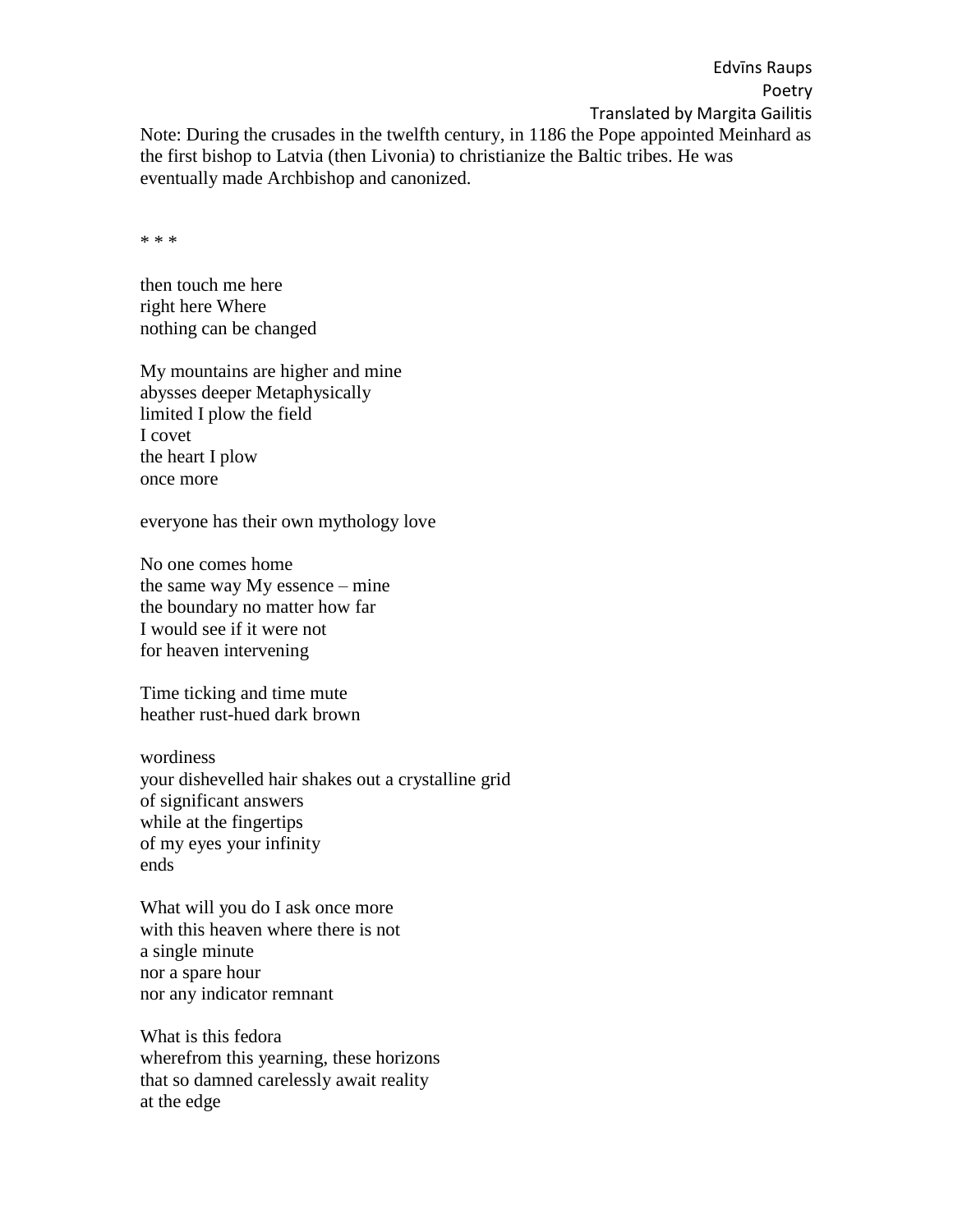Edvīns Raups
Poetry
Translated by Margita Gailitis

Note: During the crusades in the twelfth century, in 1186 the Pope appointed Meinhard as the first bishop to Latvia (then Livonia) to christianize the Baltic tribes. He was eventually made Archbishop and canonized.

\* \* \*

then touch me here
right here Where
nothing can be changed

My mountains are higher and mine
abysses deeper Metaphysically
limited I plow the field
I covet
the heart I plow
once more

everyone has their own mythology love

No one comes home
the same way My essence – mine
the boundary no matter how far
I would see if it were not
for heaven intervening

Time ticking and time mute
heather rust-hued dark brown

wordiness
your dishevelled hair shakes out a crystalline grid
of significant answers
while at the fingertips
of my eyes your infinity
ends

What will you do I ask once more
with this heaven where there is not
a single minute
nor a spare hour
nor any indicator remnant

What is this fedora
wherefrom this yearning, these horizons
that so damned carelessly await reality
at the edge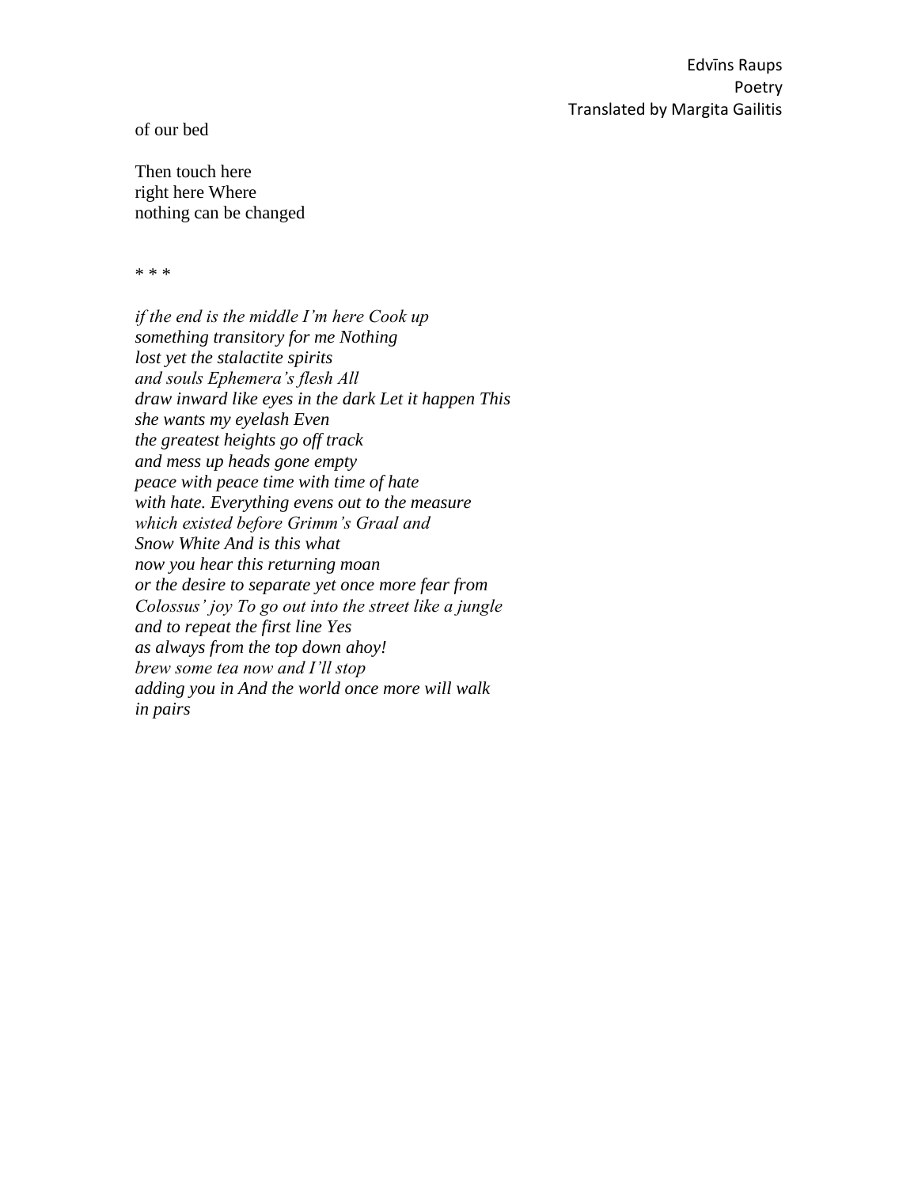of our bed

Then touch here
right here Where
nothing can be changed

\* \* \*

*if the end is the middle I'm here Cook up*
*something transitory for me Nothing*
*lost yet the stalactite spirits*
*and souls Ephemera's flesh All*
*draw inward like eyes in the dark Let it happen This*
*she wants my eyelash Even*
*the greatest heights go off track*
*and mess up heads gone empty*
*peace with peace time with time of hate*
*with hate. Everything evens out to the measure*
*which existed before Grimm's Graal and*
*Snow White And is this what*
*now you hear this returning moan*
*or the desire to separate yet once more fear from*
*Colossus' joy To go out into the street like a jungle*
*and to repeat the first line Yes*
*as always from the top down ahoy!*
*brew some tea now and I'll stop*
*adding you in And the world once more will walk*
*in pairs*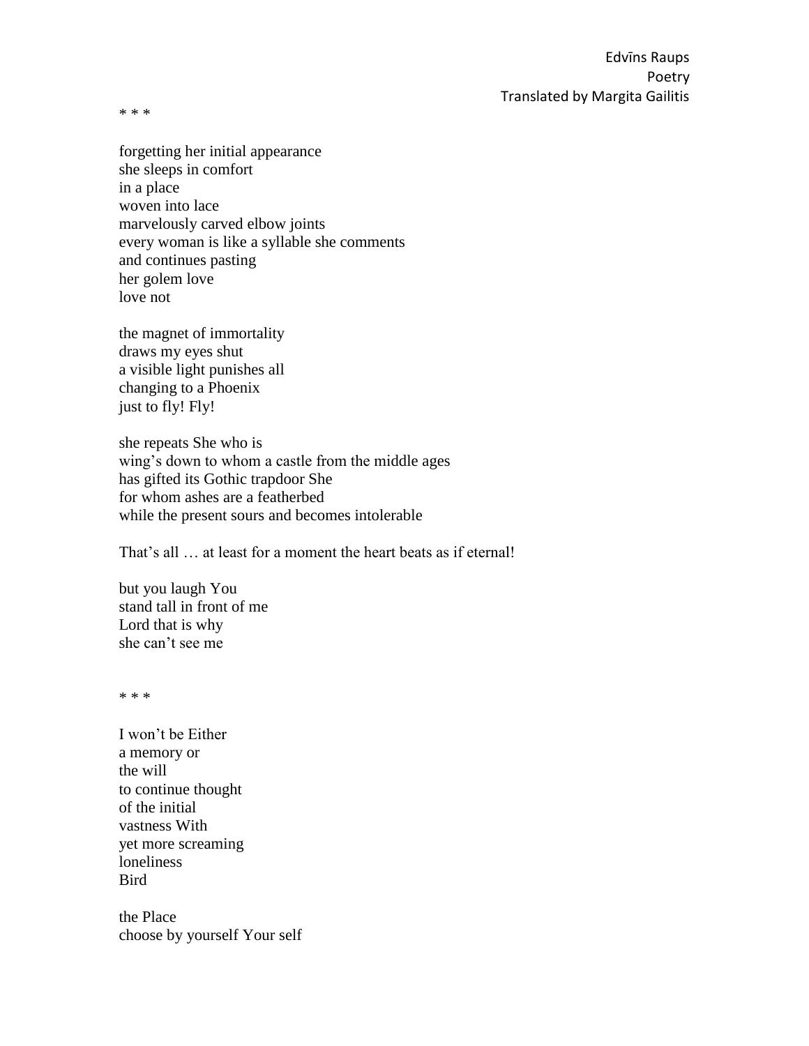* * *

forgetting her initial appearance
she sleeps in comfort
in a place
woven into lace
marvelously carved elbow joints
every woman is like a syllable she comments
and continues pasting
her golem love
love not

the magnet of immortality
draws my eyes shut
a visible light punishes all
changing to a Phoenix
just to fly! Fly!

she repeats She who is
wing's down to whom a castle from the middle ages
has gifted its Gothic trapdoor She
for whom ashes are a featherbed
while the present sours and becomes intolerable

That's all … at least for a moment the heart beats as if eternal!

but you laugh You
stand tall in front of me
Lord that is why
she can't see me

* * *

I won't be Either
a memory or
the will
to continue thought
of the initial
vastness With
yet more screaming
loneliness
Bird

the Place
choose by yourself Your self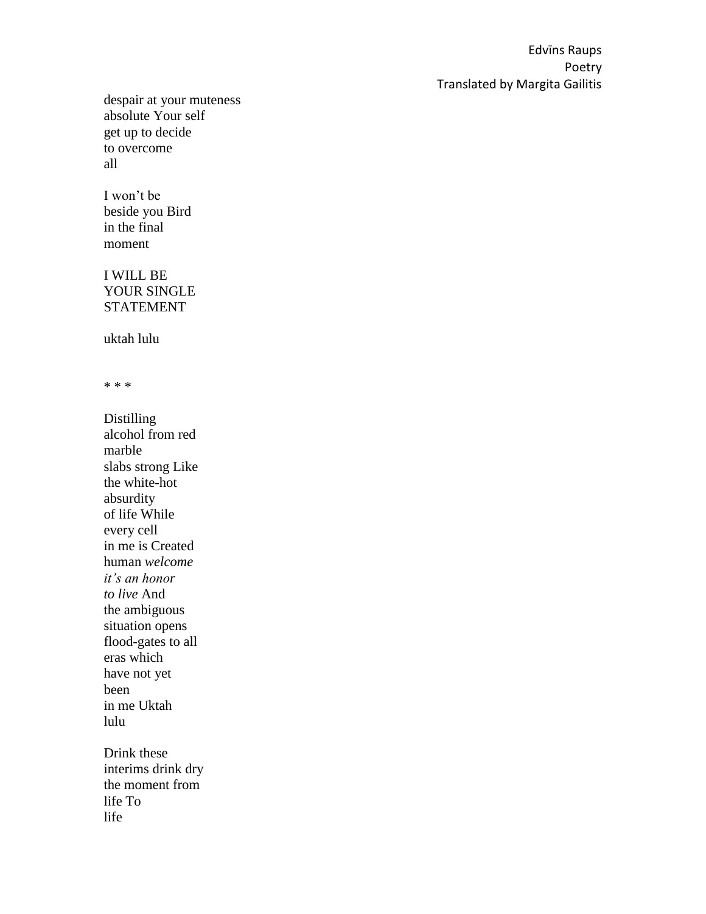despair at your muteness  
absolute Your self  
get up to decide  
to overcome  
all

I won't be  
beside you Bird  
in the final  
moment

I WILL BE  
YOUR SINGLE  
STATEMENT

uktah lulu

\* \* \*

Distilling  
alcohol from red  
marble  
slabs strong Like  
the white-hot  
absurdity  
of life While  
every cell  
in me is Created  
human *welcome*  
*it's an honor*  
*to live* And  
the ambiguous  
situation opens  
flood-gates to all  
eras which  
have not yet  
been  
in me Uktah  
lulu

Drink these  
interims drink dry  
the moment from  
life To  
life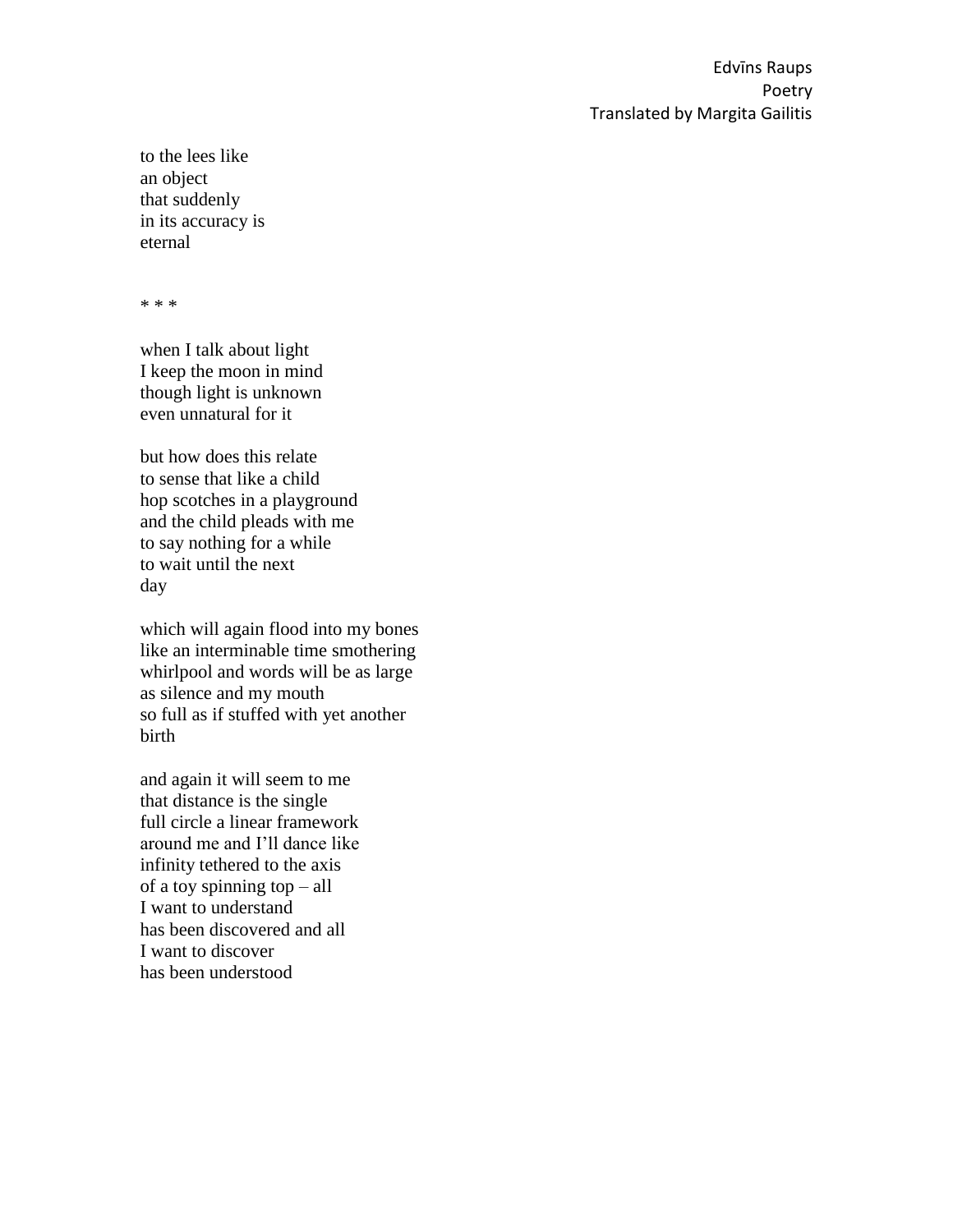to the lees like  
an object  
that suddenly  
in its accuracy is  
eternal

\* \* \*

when I talk about light  
I keep the moon in mind  
though light is unknown  
even unnatural for it

but how does this relate  
to sense that like a child  
hop scotches in a playground  
and the child pleads with me  
to say nothing for a while  
to wait until the next  
day

which will again flood into my bones  
like an interminable time smothering  
whirlpool and words will be as large  
as silence and my mouth  
so full as if stuffed with yet another  
birth

and again it will seem to me  
that distance is the single  
full circle a linear framework  
around me and I'll dance like  
infinity tethered to the axis  
of a toy spinning top – all  
I want to understand  
has been discovered and all  
I want to discover  
has been understood